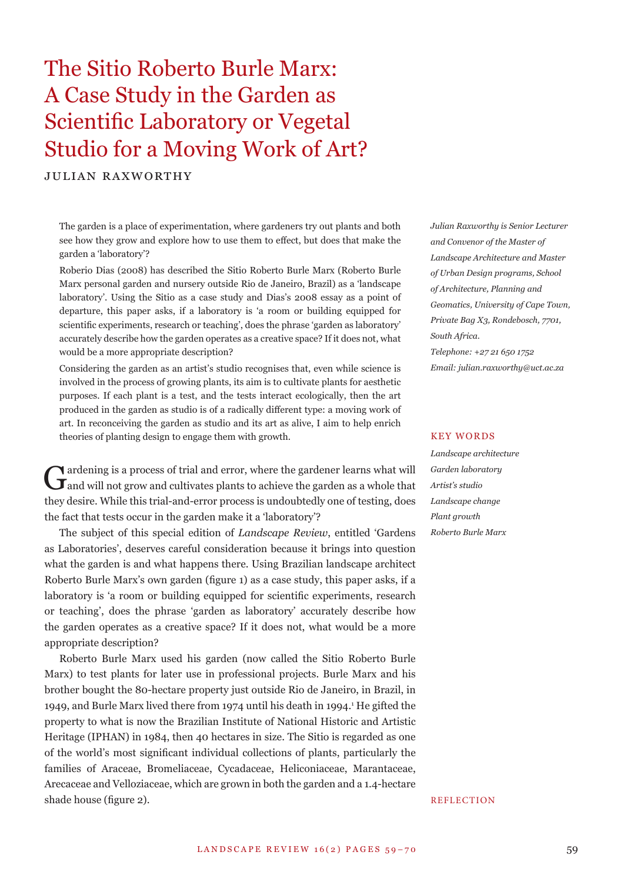# The Sitio Roberto Burle Marx: A Case Study in the Garden as Scientific Laboratory or Vegetal Studio for a Moving Work of Art?

JULIAN RAXWORTHY

The garden is a place of experimentation, where gardeners try out plants and both see how they grow and explore how to use them to effect, but does that make the garden a 'laboratory'?

Roberio Dias (2008) has described the Sitio Roberto Burle Marx (Roberto Burle Marx personal garden and nursery outside Rio de Janeiro, Brazil) as a 'landscape laboratory'. Using the Sitio as a case study and Dias's 2008 essay as a point of departure, this paper asks, if a laboratory is 'a room or building equipped for scientific experiments, research or teaching', does the phrase 'garden as laboratory' accurately describe how the garden operates as a creative space? If it does not, what would be a more appropriate description?

Considering the garden as an artist's studio recognises that, even while science is involved in the process of growing plants, its aim is to cultivate plants for aesthetic purposes. If each plant is a test, and the tests interact ecologically, then the art produced in the garden as studio is of a radically different type: a moving work of art. In reconceiving the garden as studio and its art as alive, I aim to help enrich theories of planting design to engage them with growth.

*Julian Raxworthy is Senior Lecturer and Convenor of the Master of Landscape Architecture and Master of Urban Design programs, School of Architecture, Planning and Geomatics, University of Cape Town, Private Bag X3, Rondebosch, 7701, South Africa.*
*Telephone: +27 21 650 1752*
*Email: julian.raxworthy@uct.ac.za*

KEY WORDS

*Landscape architecture*
*Garden laboratory*
*Artist's studio*
*Landscape change*
*Plant growth*
*Roberto Burle Marx*

REFLECTION

Gardening is a process of trial and error, where the gardener learns what will and will not grow and cultivates plants to achieve the garden as a whole that they desire. While this trial-and-error process is undoubtedly one of testing, does the fact that tests occur in the garden make it a 'laboratory'?

The subject of this special edition of *Landscape Review*, entitled 'Gardens as Laboratories', deserves careful consideration because it brings into question what the garden is and what happens there. Using Brazilian landscape architect Roberto Burle Marx's own garden (figure 1) as a case study, this paper asks, if a laboratory is 'a room or building equipped for scientific experiments, research or teaching', does the phrase 'garden as laboratory' accurately describe how the garden operates as a creative space? If it does not, what would be a more appropriate description?

Roberto Burle Marx used his garden (now called the Sitio Roberto Burle Marx) to test plants for later use in professional projects. Burle Marx and his brother bought the 80-hectare property just outside Rio de Janeiro, in Brazil, in 1949, and Burle Marx lived there from 1974 until his death in 1994.[1] He gifted the property to what is now the Brazilian Institute of National Historic and Artistic Heritage (IPHAN) in 1984, then 40 hectares in size. The Sitio is regarded as one of the world's most significant individual collections of plants, particularly the families of Araceae, Bromeliaceae, Cycadaceae, Heliconiaceae, Marantaceae, Arecaceae and Velloziaceae, which are grown in both the garden and a 1.4-hectare shade house (figure 2).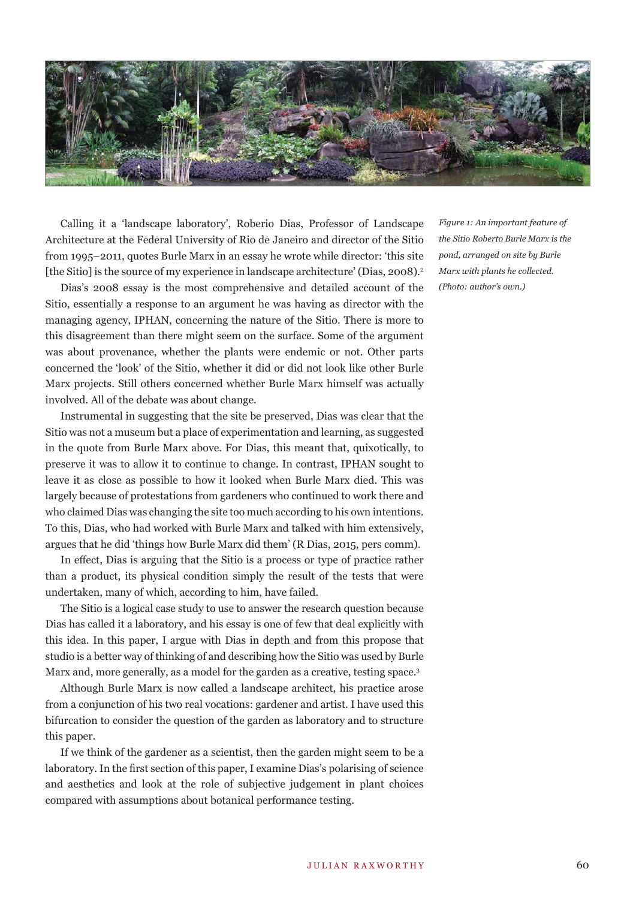Calling it a 'landscape laboratory', Roberio Dias, Professor of Landscape Architecture at the Federal University of Rio de Janeiro and director of the Sitio from 1995–2011, quotes Burle Marx in an essay he wrote while director: 'this site [the Sitio] is the source of my experience in landscape architecture' (Dias, 2008).[2]

Dias's 2008 essay is the most comprehensive and detailed account of the Sitio, essentially a response to an argument he was having as director with the managing agency, IPHAN, concerning the nature of the Sitio. There is more to this disagreement than there might seem on the surface. Some of the argument was about provenance, whether the plants were endemic or not. Other parts concerned the 'look' of the Sitio, whether it did or did not look like other Burle Marx projects. Still others concerned whether Burle Marx himself was actually involved. All of the debate was about change.

Instrumental in suggesting that the site be preserved, Dias was clear that the Sitio was not a museum but a place of experimentation and learning, as suggested in the quote from Burle Marx above. For Dias, this meant that, quixotically, to preserve it was to allow it to continue to change. In contrast, IPHAN sought to leave it as close as possible to how it looked when Burle Marx died. This was largely because of protestations from gardeners who continued to work there and who claimed Dias was changing the site too much according to his own intentions. To this, Dias, who had worked with Burle Marx and talked with him extensively, argues that he did 'things how Burle Marx did them' (R Dias, 2015, pers comm).

In effect, Dias is arguing that the Sitio is a process or type of practice rather than a product, its physical condition simply the result of the tests that were undertaken, many of which, according to him, have failed.

The Sitio is a logical case study to use to answer the research question because Dias has called it a laboratory, and his essay is one of few that deal explicitly with this idea. In this paper, I argue with Dias in depth and from this propose that studio is a better way of thinking of and describing how the Sitio was used by Burle Marx and, more generally, as a model for the garden as a creative, testing space.[3]

Although Burle Marx is now called a landscape architect, his practice arose from a conjunction of his two real vocations: gardener and artist. I have used this bifurcation to consider the question of the garden as laboratory and to structure this paper.

If we think of the gardener as a scientist, then the garden might seem to be a laboratory. In the first section of this paper, I examine Dias's polarising of science and aesthetics and look at the role of subjective judgement in plant choices compared with assumptions about botanical performance testing.

*Figure 1: An important feature of the Sitio Roberto Burle Marx is the pond, arranged on site by Burle Marx with plants he collected. (Photo: author's own.)*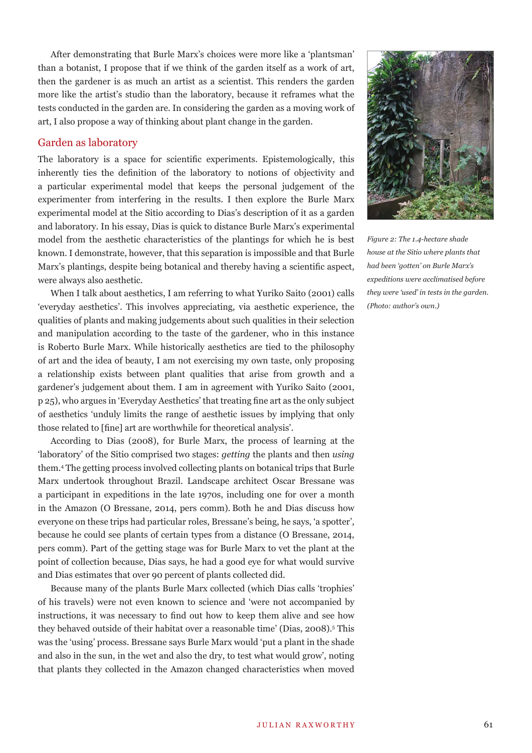After demonstrating that Burle Marx's choices were more like a 'plantsman' than a botanist, I propose that if we think of the garden itself as a work of art, then the gardener is as much an artist as a scientist. This renders the garden more like the artist's studio than the laboratory, because it reframes what the tests conducted in the garden are. In considering the garden as a moving work of art, I also propose a way of thinking about plant change in the garden.

## Garden as laboratory

The laboratory is a space for scientific experiments. Epistemologically, this inherently ties the definition of the laboratory to notions of objectivity and a particular experimental model that keeps the personal judgement of the experimenter from interfering in the results. I then explore the Burle Marx experimental model at the Sitio according to Dias's description of it as a garden and laboratory. In his essay, Dias is quick to distance Burle Marx's experimental model from the aesthetic characteristics of the plantings for which he is best known. I demonstrate, however, that this separation is impossible and that Burle Marx's plantings, despite being botanical and thereby having a scientific aspect, were always also aesthetic.

When I talk about aesthetics, I am referring to what Yuriko Saito (2001) calls 'everyday aesthetics'. This involves appreciating, via aesthetic experience, the qualities of plants and making judgements about such qualities in their selection and manipulation according to the taste of the gardener, who in this instance is Roberto Burle Marx. While historically aesthetics are tied to the philosophy of art and the idea of beauty, I am not exercising my own taste, only proposing a relationship exists between plant qualities that arise from growth and a gardener's judgement about them. I am in agreement with Yuriko Saito (2001, p 25), who argues in 'Everyday Aesthetics' that treating fine art as the only subject of aesthetics 'unduly limits the range of aesthetic issues by implying that only those related to [fine] art are worthwhile for theoretical analysis'.

According to Dias (2008), for Burle Marx, the process of learning at the 'laboratory' of the Sitio comprised two stages: *getting* the plants and then *using* them.[4] The getting process involved collecting plants on botanical trips that Burle Marx undertook throughout Brazil. Landscape architect Oscar Bressane was a participant in expeditions in the late 1970s, including one for over a month in the Amazon (O Bressane, 2014, pers comm). Both he and Dias discuss how everyone on these trips had particular roles, Bressane's being, he says, 'a spotter', because he could see plants of certain types from a distance (O Bressane, 2014, pers comm). Part of the getting stage was for Burle Marx to vet the plant at the point of collection because, Dias says, he had a good eye for what would survive and Dias estimates that over 90 percent of plants collected did.

Because many of the plants Burle Marx collected (which Dias calls 'trophies' of his travels) were not even known to science and 'were not accompanied by instructions, it was necessary to find out how to keep them alive and see how they behaved outside of their habitat over a reasonable time' (Dias, 2008).[5] This was the 'using' process. Bressane says Burle Marx would 'put a plant in the shade and also in the sun, in the wet and also the dry, to test what would grow', noting that plants they collected in the Amazon changed characteristics when moved

*Figure 2: The 1.4-hectare shade house at the Sitio where plants that had been 'gotten' on Burle Marx's expeditions were acclimatised before they were 'used' in tests in the garden. (Photo: author's own.)*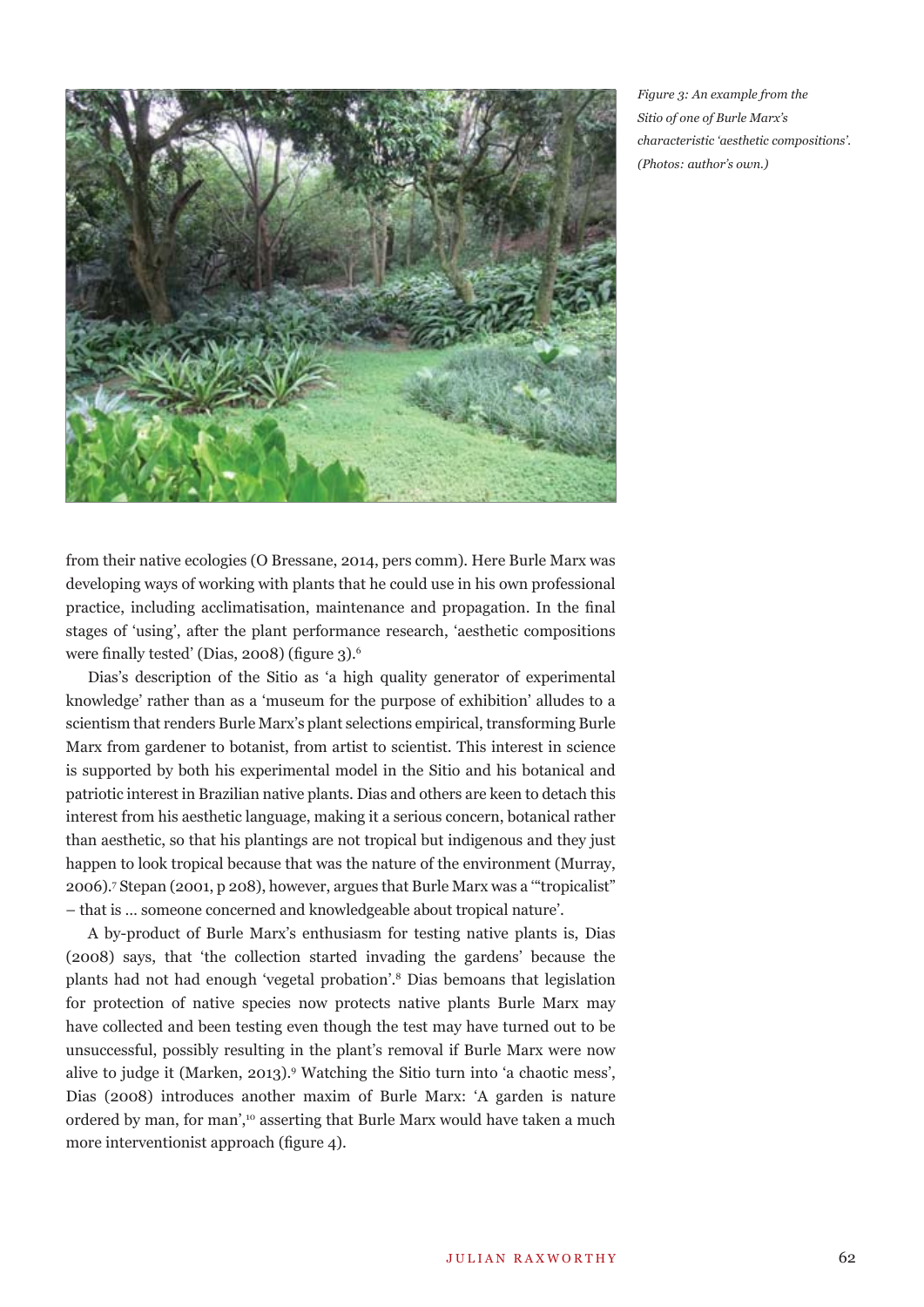Figure 3: An example from the Sitio of one of Burle Marx's characteristic 'aesthetic compositions'. (Photos: author's own.)

from their native ecologies (O Bressane, 2014, pers comm). Here Burle Marx was developing ways of working with plants that he could use in his own professional practice, including acclimatisation, maintenance and propagation. In the final stages of 'using', after the plant performance research, 'aesthetic compositions were finally tested' (Dias, 2008) (figure 3).[6]

Dias's description of the Sitio as 'a high quality generator of experimental knowledge' rather than as a 'museum for the purpose of exhibition' alludes to a scientism that renders Burle Marx's plant selections empirical, transforming Burle Marx from gardener to botanist, from artist to scientist. This interest in science is supported by both his experimental model in the Sitio and his botanical and patriotic interest in Brazilian native plants. Dias and others are keen to detach this interest from his aesthetic language, making it a serious concern, botanical rather than aesthetic, so that his plantings are not tropical but indigenous and they just happen to look tropical because that was the nature of the environment (Murray, 2006).[7] Stepan (2001, p 208), however, argues that Burle Marx was a '"tropicalist" – that is … someone concerned and knowledgeable about tropical nature'.

A by-product of Burle Marx's enthusiasm for testing native plants is, Dias (2008) says, that 'the collection started invading the gardens' because the plants had not had enough 'vegetal probation'.[8] Dias bemoans that legislation for protection of native species now protects native plants Burle Marx may have collected and been testing even though the test may have turned out to be unsuccessful, possibly resulting in the plant's removal if Burle Marx were now alive to judge it (Marken, 2013).[9] Watching the Sitio turn into 'a chaotic mess', Dias (2008) introduces another maxim of Burle Marx: 'A garden is nature ordered by man, for man',[10] asserting that Burle Marx would have taken a much more interventionist approach (figure 4).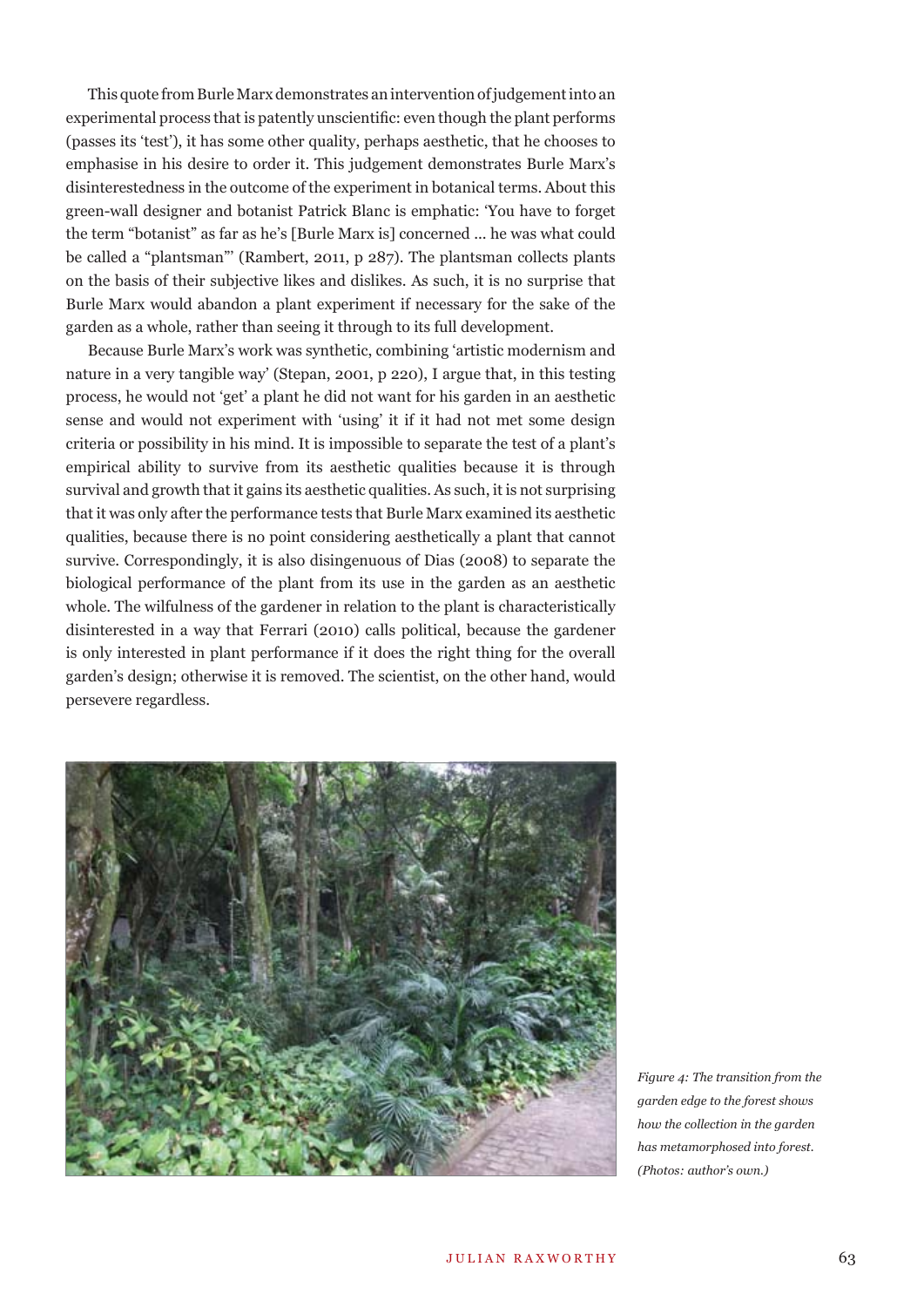This quote from Burle Marx demonstrates an intervention of judgement into an experimental process that is patently unscientific: even though the plant performs (passes its 'test'), it has some other quality, perhaps aesthetic, that he chooses to emphasise in his desire to order it. This judgement demonstrates Burle Marx's disinterestedness in the outcome of the experiment in botanical terms. About this green-wall designer and botanist Patrick Blanc is emphatic: 'You have to forget the term "botanist" as far as he's [Burle Marx is] concerned … he was what could be called a "plantsman"' (Rambert, 2011, p 287). The plantsman collects plants on the basis of their subjective likes and dislikes. As such, it is no surprise that Burle Marx would abandon a plant experiment if necessary for the sake of the garden as a whole, rather than seeing it through to its full development.

Because Burle Marx's work was synthetic, combining 'artistic modernism and nature in a very tangible way' (Stepan, 2001, p 220), I argue that, in this testing process, he would not 'get' a plant he did not want for his garden in an aesthetic sense and would not experiment with 'using' it if it had not met some design criteria or possibility in his mind. It is impossible to separate the test of a plant's empirical ability to survive from its aesthetic qualities because it is through survival and growth that it gains its aesthetic qualities. As such, it is not surprising that it was only after the performance tests that Burle Marx examined its aesthetic qualities, because there is no point considering aesthetically a plant that cannot survive. Correspondingly, it is also disingenuous of Dias (2008) to separate the biological performance of the plant from its use in the garden as an aesthetic whole. The wilfulness of the gardener in relation to the plant is characteristically disinterested in a way that Ferrari (2010) calls political, because the gardener is only interested in plant performance if it does the right thing for the overall garden's design; otherwise it is removed. The scientist, on the other hand, would persevere regardless.

*Figure 4: The transition from the garden edge to the forest shows how the collection in the garden has metamorphosed into forest. (Photos: author's own.)*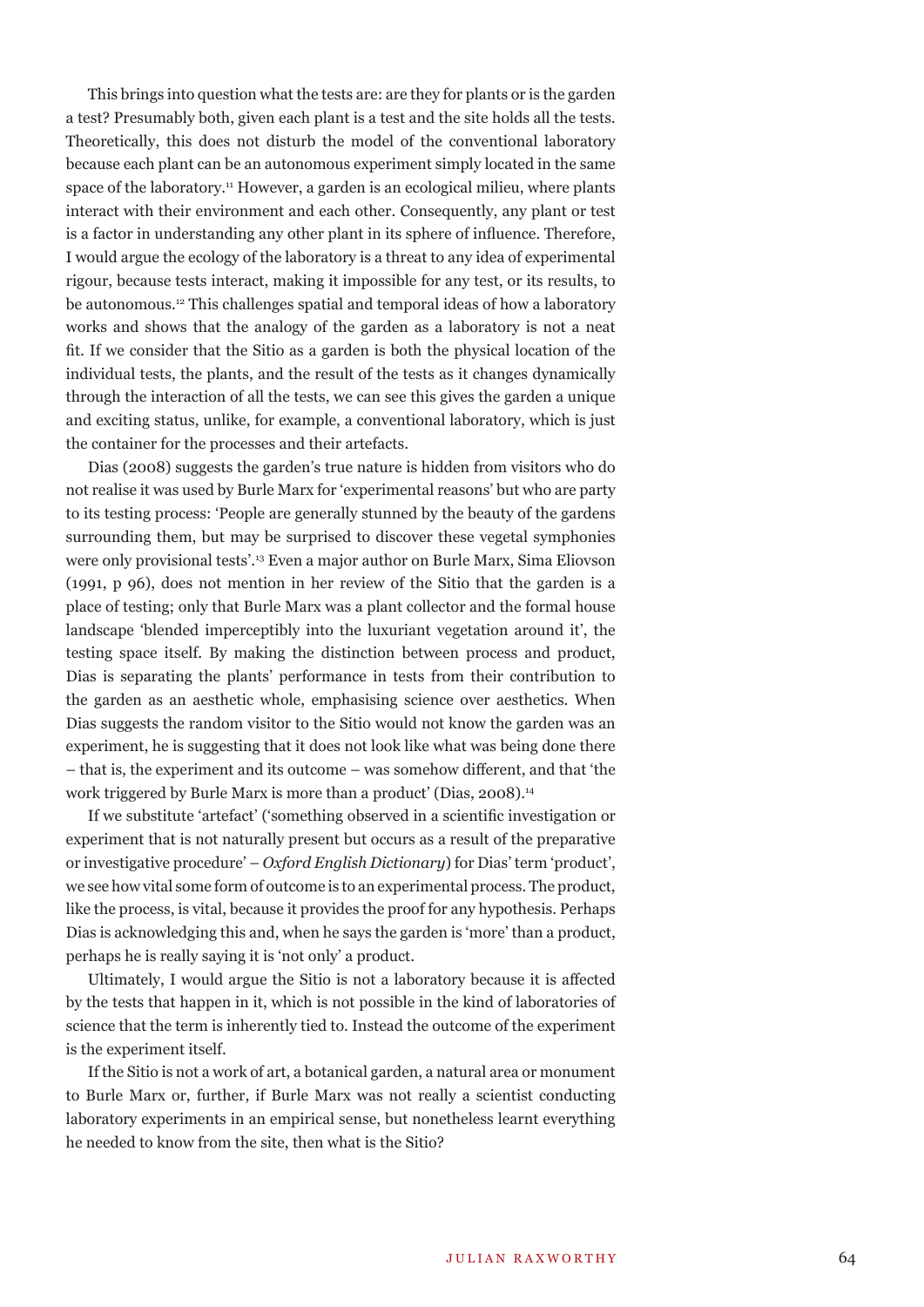This brings into question what the tests are: are they for plants or is the garden a test? Presumably both, given each plant is a test and the site holds all the tests. Theoretically, this does not disturb the model of the conventional laboratory because each plant can be an autonomous experiment simply located in the same space of the laboratory.[11] However, a garden is an ecological milieu, where plants interact with their environment and each other. Consequently, any plant or test is a factor in understanding any other plant in its sphere of influence. Therefore, I would argue the ecology of the laboratory is a threat to any idea of experimental rigour, because tests interact, making it impossible for any test, or its results, to be autonomous.[12] This challenges spatial and temporal ideas of how a laboratory works and shows that the analogy of the garden as a laboratory is not a neat fit. If we consider that the Sitio as a garden is both the physical location of the individual tests, the plants, and the result of the tests as it changes dynamically through the interaction of all the tests, we can see this gives the garden a unique and exciting status, unlike, for example, a conventional laboratory, which is just the container for the processes and their artefacts.

Dias (2008) suggests the garden's true nature is hidden from visitors who do not realise it was used by Burle Marx for 'experimental reasons' but who are party to its testing process: 'People are generally stunned by the beauty of the gardens surrounding them, but may be surprised to discover these vegetal symphonies were only provisional tests'.[13] Even a major author on Burle Marx, Sima Eliovson (1991, p 96), does not mention in her review of the Sitio that the garden is a place of testing; only that Burle Marx was a plant collector and the formal house landscape 'blended imperceptibly into the luxuriant vegetation around it', the testing space itself. By making the distinction between process and product, Dias is separating the plants' performance in tests from their contribution to the garden as an aesthetic whole, emphasising science over aesthetics. When Dias suggests the random visitor to the Sitio would not know the garden was an experiment, he is suggesting that it does not look like what was being done there – that is, the experiment and its outcome – was somehow different, and that 'the work triggered by Burle Marx is more than a product' (Dias, 2008).[14]

If we substitute 'artefact' ('something observed in a scientific investigation or experiment that is not naturally present but occurs as a result of the preparative or investigative procedure' – *Oxford English Dictionary*) for Dias' term 'product', we see how vital some form of outcome is to an experimental process. The product, like the process, is vital, because it provides the proof for any hypothesis. Perhaps Dias is acknowledging this and, when he says the garden is 'more' than a product, perhaps he is really saying it is 'not only' a product.

Ultimately, I would argue the Sitio is not a laboratory because it is affected by the tests that happen in it, which is not possible in the kind of laboratories of science that the term is inherently tied to. Instead the outcome of the experiment is the experiment itself.

If the Sitio is not a work of art, a botanical garden, a natural area or monument to Burle Marx or, further, if Burle Marx was not really a scientist conducting laboratory experiments in an empirical sense, but nonetheless learnt everything he needed to know from the site, then what is the Sitio?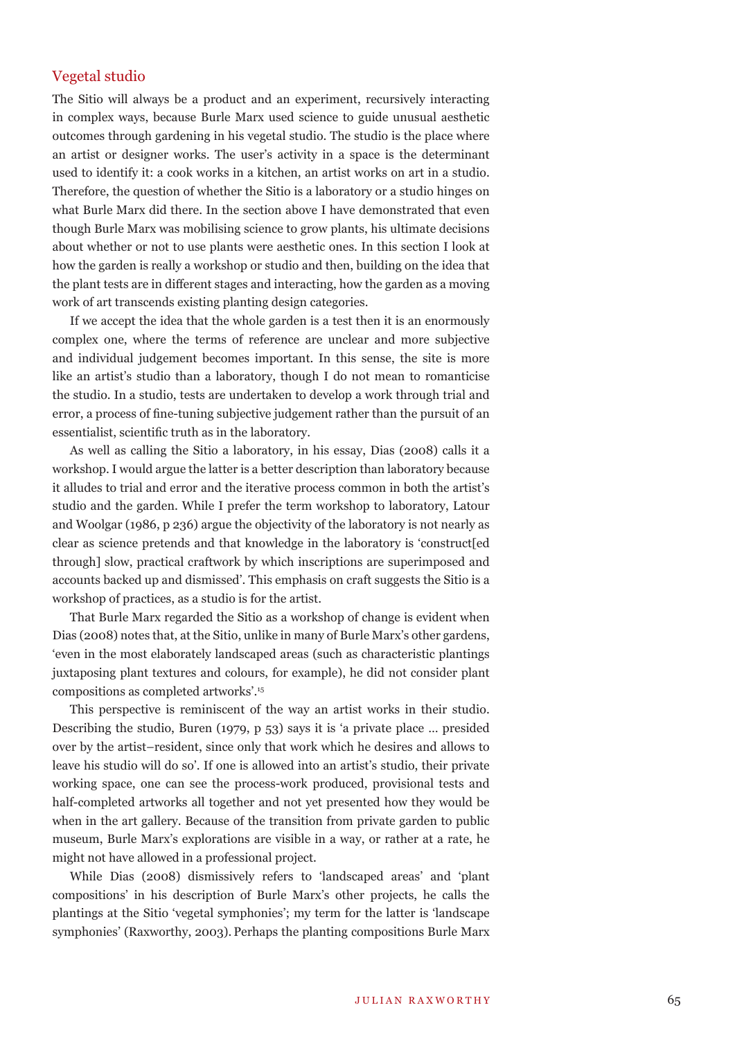## Vegetal studio

The Sitio will always be a product and an experiment, recursively interacting in complex ways, because Burle Marx used science to guide unusual aesthetic outcomes through gardening in his vegetal studio. The studio is the place where an artist or designer works. The user's activity in a space is the determinant used to identify it: a cook works in a kitchen, an artist works on art in a studio. Therefore, the question of whether the Sitio is a laboratory or a studio hinges on what Burle Marx did there. In the section above I have demonstrated that even though Burle Marx was mobilising science to grow plants, his ultimate decisions about whether or not to use plants were aesthetic ones. In this section I look at how the garden is really a workshop or studio and then, building on the idea that the plant tests are in different stages and interacting, how the garden as a moving work of art transcends existing planting design categories.

If we accept the idea that the whole garden is a test then it is an enormously complex one, where the terms of reference are unclear and more subjective and individual judgement becomes important. In this sense, the site is more like an artist's studio than a laboratory, though I do not mean to romanticise the studio. In a studio, tests are undertaken to develop a work through trial and error, a process of fine-tuning subjective judgement rather than the pursuit of an essentialist, scientific truth as in the laboratory.

As well as calling the Sitio a laboratory, in his essay, Dias (2008) calls it a workshop. I would argue the latter is a better description than laboratory because it alludes to trial and error and the iterative process common in both the artist's studio and the garden. While I prefer the term workshop to laboratory, Latour and Woolgar (1986, p 236) argue the objectivity of the laboratory is not nearly as clear as science pretends and that knowledge in the laboratory is 'construct[ed through] slow, practical craftwork by which inscriptions are superimposed and accounts backed up and dismissed'. This emphasis on craft suggests the Sitio is a workshop of practices, as a studio is for the artist.

That Burle Marx regarded the Sitio as a workshop of change is evident when Dias (2008) notes that, at the Sitio, unlike in many of Burle Marx's other gardens, 'even in the most elaborately landscaped areas (such as characteristic plantings juxtaposing plant textures and colours, for example), he did not consider plant compositions as completed artworks'.[15]

This perspective is reminiscent of the way an artist works in their studio. Describing the studio, Buren (1979, p 53) says it is 'a private place … presided over by the artist–resident, since only that work which he desires and allows to leave his studio will do so'. If one is allowed into an artist's studio, their private working space, one can see the process-work produced, provisional tests and half-completed artworks all together and not yet presented how they would be when in the art gallery. Because of the transition from private garden to public museum, Burle Marx's explorations are visible in a way, or rather at a rate, he might not have allowed in a professional project.

While Dias (2008) dismissively refers to 'landscaped areas' and 'plant compositions' in his description of Burle Marx's other projects, he calls the plantings at the Sitio 'vegetal symphonies'; my term for the latter is 'landscape symphonies' (Raxworthy, 2003). Perhaps the planting compositions Burle Marx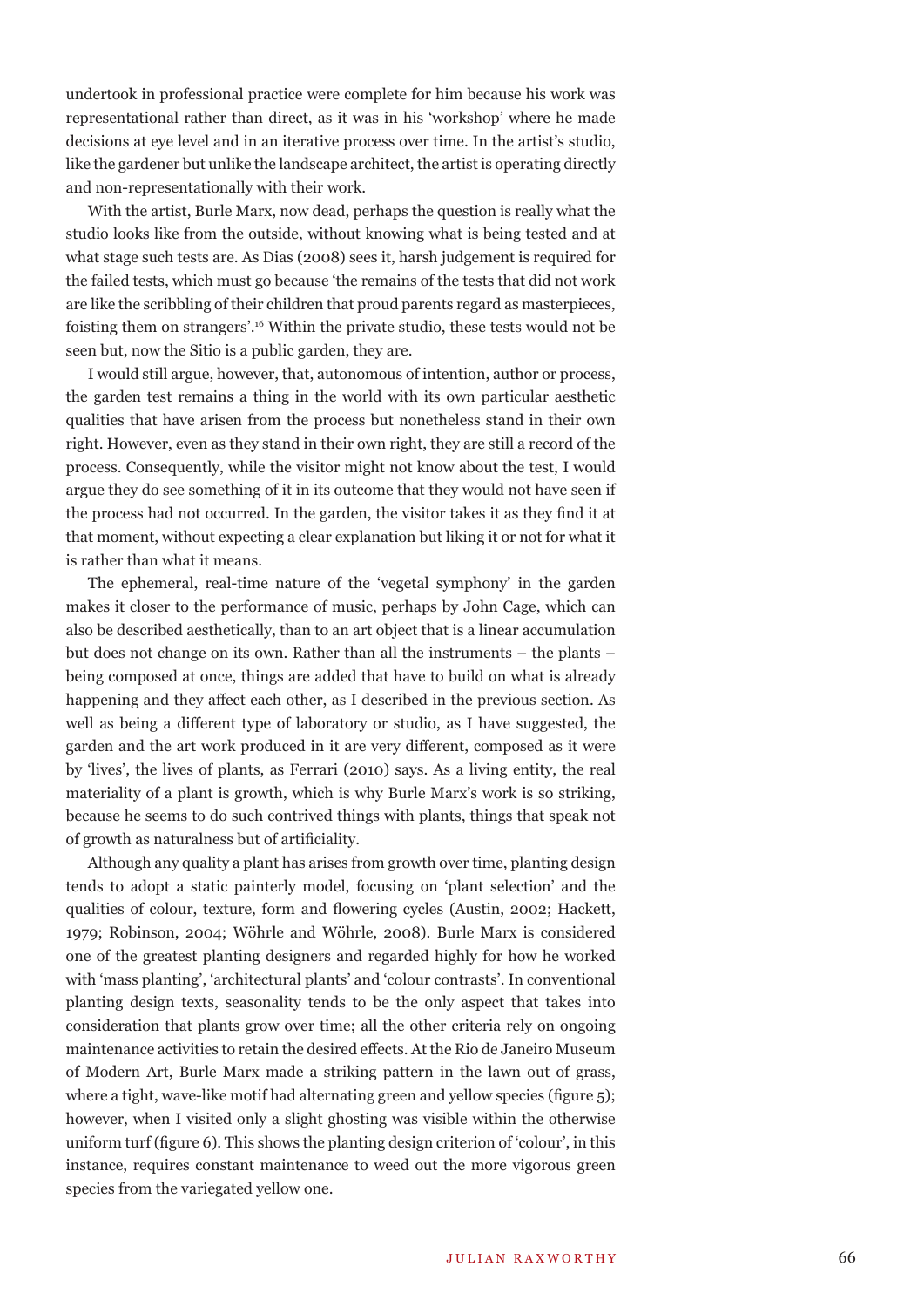undertook in professional practice were complete for him because his work was representational rather than direct, as it was in his 'workshop' where he made decisions at eye level and in an iterative process over time. In the artist's studio, like the gardener but unlike the landscape architect, the artist is operating directly and non-representationally with their work.

With the artist, Burle Marx, now dead, perhaps the question is really what the studio looks like from the outside, without knowing what is being tested and at what stage such tests are. As Dias (2008) sees it, harsh judgement is required for the failed tests, which must go because 'the remains of the tests that did not work are like the scribbling of their children that proud parents regard as masterpieces, foisting them on strangers'.[16] Within the private studio, these tests would not be seen but, now the Sitio is a public garden, they are.

I would still argue, however, that, autonomous of intention, author or process, the garden test remains a thing in the world with its own particular aesthetic qualities that have arisen from the process but nonetheless stand in their own right. However, even as they stand in their own right, they are still a record of the process. Consequently, while the visitor might not know about the test, I would argue they do see something of it in its outcome that they would not have seen if the process had not occurred. In the garden, the visitor takes it as they find it at that moment, without expecting a clear explanation but liking it or not for what it is rather than what it means.

The ephemeral, real-time nature of the 'vegetal symphony' in the garden makes it closer to the performance of music, perhaps by John Cage, which can also be described aesthetically, than to an art object that is a linear accumulation but does not change on its own. Rather than all the instruments – the plants – being composed at once, things are added that have to build on what is already happening and they affect each other, as I described in the previous section. As well as being a different type of laboratory or studio, as I have suggested, the garden and the art work produced in it are very different, composed as it were by 'lives', the lives of plants, as Ferrari (2010) says. As a living entity, the real materiality of a plant is growth, which is why Burle Marx's work is so striking, because he seems to do such contrived things with plants, things that speak not of growth as naturalness but of artificiality.

Although any quality a plant has arises from growth over time, planting design tends to adopt a static painterly model, focusing on 'plant selection' and the qualities of colour, texture, form and flowering cycles (Austin, 2002; Hackett, 1979; Robinson, 2004; Wöhrle and Wöhrle, 2008). Burle Marx is considered one of the greatest planting designers and regarded highly for how he worked with 'mass planting', 'architectural plants' and 'colour contrasts'. In conventional planting design texts, seasonality tends to be the only aspect that takes into consideration that plants grow over time; all the other criteria rely on ongoing maintenance activities to retain the desired effects. At the Rio de Janeiro Museum of Modern Art, Burle Marx made a striking pattern in the lawn out of grass, where a tight, wave-like motif had alternating green and yellow species (figure 5); however, when I visited only a slight ghosting was visible within the otherwise uniform turf (figure 6). This shows the planting design criterion of 'colour', in this instance, requires constant maintenance to weed out the more vigorous green species from the variegated yellow one.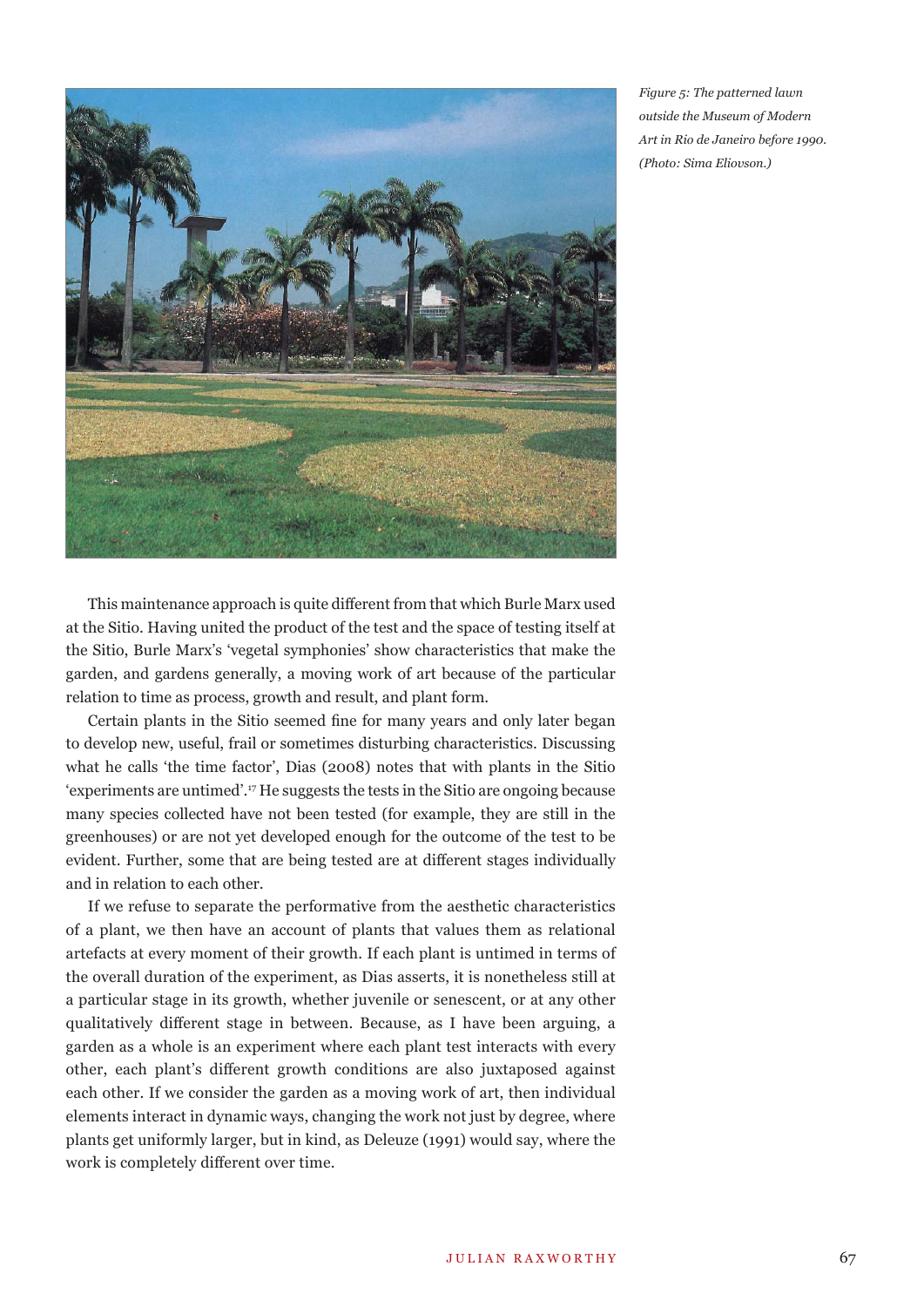*Figure 5: The patterned lawn outside the Museum of Modern Art in Rio de Janeiro before 1990. (Photo: Sima Eliovson.)*

This maintenance approach is quite different from that which Burle Marx used at the Sitio. Having united the product of the test and the space of testing itself at the Sitio, Burle Marx's 'vegetal symphonies' show characteristics that make the garden, and gardens generally, a moving work of art because of the particular relation to time as process, growth and result, and plant form.

Certain plants in the Sitio seemed fine for many years and only later began to develop new, useful, frail or sometimes disturbing characteristics. Discussing what he calls 'the time factor', Dias (2008) notes that with plants in the Sitio 'experiments are untimed'.[17] He suggests the tests in the Sitio are ongoing because many species collected have not been tested (for example, they are still in the greenhouses) or are not yet developed enough for the outcome of the test to be evident. Further, some that are being tested are at different stages individually and in relation to each other.

If we refuse to separate the performative from the aesthetic characteristics of a plant, we then have an account of plants that values them as relational artefacts at every moment of their growth. If each plant is untimed in terms of the overall duration of the experiment, as Dias asserts, it is nonetheless still at a particular stage in its growth, whether juvenile or senescent, or at any other qualitatively different stage in between. Because, as I have been arguing, a garden as a whole is an experiment where each plant test interacts with every other, each plant's different growth conditions are also juxtaposed against each other. If we consider the garden as a moving work of art, then individual elements interact in dynamic ways, changing the work not just by degree, where plants get uniformly larger, but in kind, as Deleuze (1991) would say, where the work is completely different over time.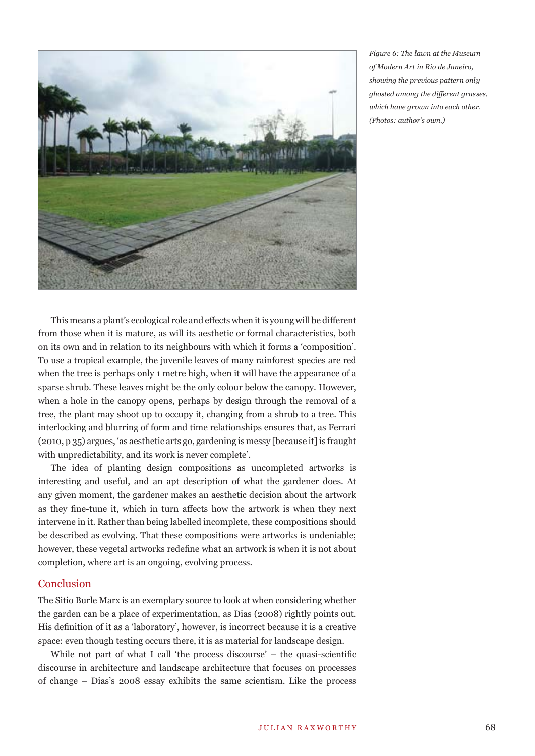*Figure 6: The lawn at the Museum of Modern Art in Rio de Janeiro, showing the previous pattern only ghosted among the different grasses, which have grown into each other. (Photos: author's own.)*

This means a plant's ecological role and effects when it is young will be different from those when it is mature, as will its aesthetic or formal characteristics, both on its own and in relation to its neighbours with which it forms a 'composition'. To use a tropical example, the juvenile leaves of many rainforest species are red when the tree is perhaps only 1 metre high, when it will have the appearance of a sparse shrub. These leaves might be the only colour below the canopy. However, when a hole in the canopy opens, perhaps by design through the removal of a tree, the plant may shoot up to occupy it, changing from a shrub to a tree. This interlocking and blurring of form and time relationships ensures that, as Ferrari (2010, p 35) argues, 'as aesthetic arts go, gardening is messy [because it] is fraught with unpredictability, and its work is never complete'.

The idea of planting design compositions as uncompleted artworks is interesting and useful, and an apt description of what the gardener does. At any given moment, the gardener makes an aesthetic decision about the artwork as they fine-tune it, which in turn affects how the artwork is when they next intervene in it. Rather than being labelled incomplete, these compositions should be described as evolving. That these compositions were artworks is undeniable; however, these vegetal artworks redefine what an artwork is when it is not about completion, where art is an ongoing, evolving process.

## Conclusion

The Sitio Burle Marx is an exemplary source to look at when considering whether the garden can be a place of experimentation, as Dias (2008) rightly points out. His definition of it as a 'laboratory', however, is incorrect because it is a creative space: even though testing occurs there, it is as material for landscape design.

While not part of what I call 'the process discourse' – the quasi-scientific discourse in architecture and landscape architecture that focuses on processes of change – Dias's 2008 essay exhibits the same scientism. Like the process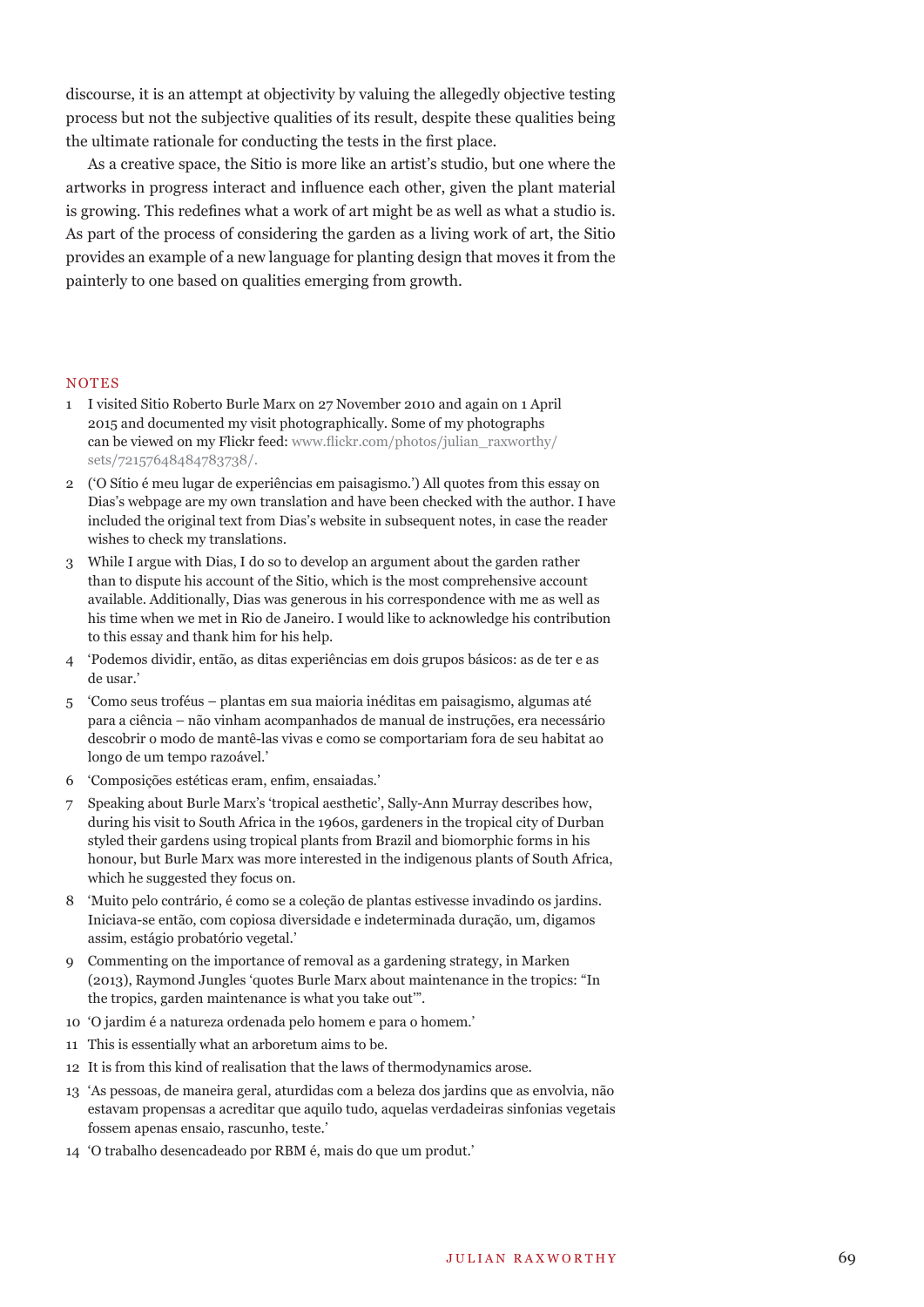discourse, it is an attempt at objectivity by valuing the allegedly objective testing process but not the subjective qualities of its result, despite these qualities being the ultimate rationale for conducting the tests in the first place.

As a creative space, the Sitio is more like an artist's studio, but one where the artworks in progress interact and influence each other, given the plant material is growing. This redefines what a work of art might be as well as what a studio is. As part of the process of considering the garden as a living work of art, the Sitio provides an example of a new language for planting design that moves it from the painterly to one based on qualities emerging from growth.

## NOTES

1. I visited Sitio Roberto Burle Marx on 27 November 2010 and again on 1 April 2015 and documented my visit photographically. Some of my photographs can be viewed on my Flickr feed: www.flickr.com/photos/julian_raxworthy/sets/72157648484783738/.
2. ('O Sítio é meu lugar de experiências em paisagismo.') All quotes from this essay on Dias's webpage are my own translation and have been checked with the author. I have included the original text from Dias's website in subsequent notes, in case the reader wishes to check my translations.
3. While I argue with Dias, I do so to develop an argument about the garden rather than to dispute his account of the Sitio, which is the most comprehensive account available. Additionally, Dias was generous in his correspondence with me as well as his time when we met in Rio de Janeiro. I would like to acknowledge his contribution to this essay and thank him for his help.
4. 'Podemos dividir, então, as ditas experiências em dois grupos básicos: as de ter e as de usar.'
5. 'Como seus troféus – plantas em sua maioria inéditas em paisagismo, algumas até para a ciência – não vinham acompanhados de manual de instruções, era necessário descobrir o modo de mantê-las vivas e como se comportariam fora de seu habitat ao longo de um tempo razoável.'
6. 'Composições estéticas eram, enfim, ensaiadas.'
7. Speaking about Burle Marx's 'tropical aesthetic', Sally-Ann Murray describes how, during his visit to South Africa in the 1960s, gardeners in the tropical city of Durban styled their gardens using tropical plants from Brazil and biomorphic forms in his honour, but Burle Marx was more interested in the indigenous plants of South Africa, which he suggested they focus on.
8. 'Muito pelo contrário, é como se a coleção de plantas estivesse invadindo os jardins. Iniciava-se então, com copiosa diversidade e indeterminada duração, um, digamos assim, estágio probatório vegetal.'
9. Commenting on the importance of removal as a gardening strategy, in Marken (2013), Raymond Jungles 'quotes Burle Marx about maintenance in the tropics: "In the tropics, garden maintenance is what you take out"'.
10. 'O jardim é a natureza ordenada pelo homem e para o homem.'
11. This is essentially what an arboretum aims to be.
12. It is from this kind of realisation that the laws of thermodynamics arose.
13. 'As pessoas, de maneira geral, aturdidas com a beleza dos jardins que as envolvia, não estavam propensas a acreditar que aquilo tudo, aquelas verdadeiras sinfonias vegetais fossem apenas ensaio, rascunho, teste.'
14. 'O trabalho desencadeado por RBM é, mais do que um produt.'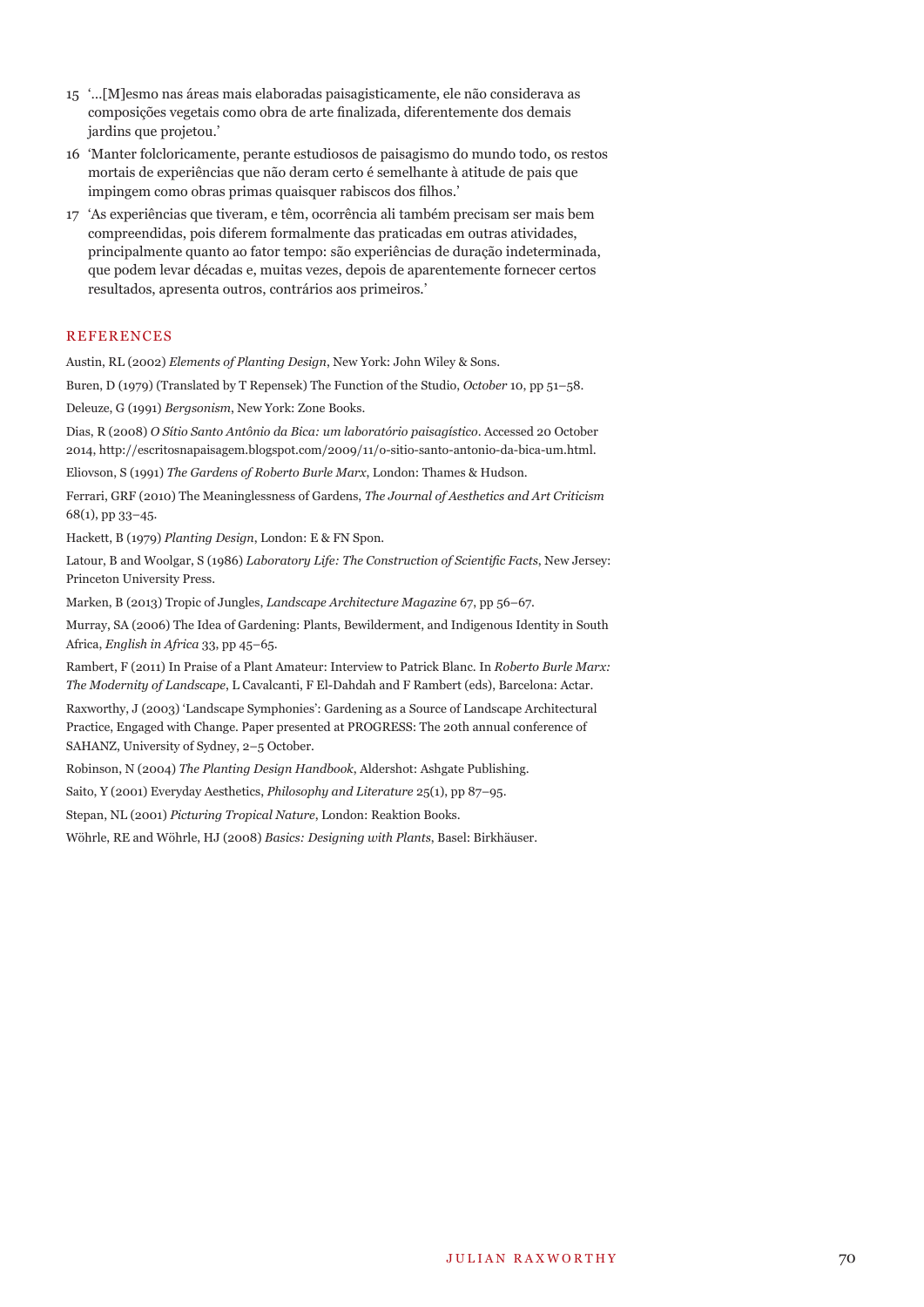15 '...[M]esmo nas áreas mais elaboradas paisagisticamente, ele não considerava as composições vegetais como obra de arte finalizada, diferentemente dos demais jardins que projetou.'

16 'Manter folcloricamente, perante estudiosos de paisagismo do mundo todo, os restos mortais de experiências que não deram certo é semelhante à atitude de pais que impingem como obras primas quaisquer rabiscos dos filhos.'

17 'As experiências que tiveram, e têm, ocorrência ali também precisam ser mais bem compreendidas, pois diferem formalmente das praticadas em outras atividades, principalmente quanto ao fator tempo: são experiências de duração indeterminada, que podem levar décadas e, muitas vezes, depois de aparentemente fornecer certos resultados, apresenta outros, contrários aos primeiros.'

## REFERENCES

Austin, RL (2002) *Elements of Planting Design*, New York: John Wiley & Sons.

Buren, D (1979) (Translated by T Repensek) The Function of the Studio, *October* 10, pp 51–58.

Deleuze, G (1991) *Bergsonism*, New York: Zone Books.

Dias, R (2008) *O Sítio Santo Antônio da Bica: um laboratório paisagístico*. Accessed 20 October 2014, http://escritosnapaisagem.blogspot.com/2009/11/o-sitio-santo-antonio-da-bica-um.html.

Eliovson, S (1991) *The Gardens of Roberto Burle Marx*, London: Thames & Hudson.

Ferrari, GRF (2010) The Meaninglessness of Gardens, *The Journal of Aesthetics and Art Criticism* 68(1), pp 33–45.

Hackett, B (1979) *Planting Design*, London: E & FN Spon.

Latour, B and Woolgar, S (1986) *Laboratory Life: The Construction of Scientific Facts*, New Jersey: Princeton University Press.

Marken, B (2013) Tropic of Jungles, *Landscape Architecture Magazine* 67, pp 56–67.

Murray, SA (2006) The Idea of Gardening: Plants, Bewilderment, and Indigenous Identity in South Africa, *English in Africa* 33, pp 45–65.

Rambert, F (2011) In Praise of a Plant Amateur: Interview to Patrick Blanc. In *Roberto Burle Marx: The Modernity of Landscape*, L Cavalcanti, F El-Dahdah and F Rambert (eds), Barcelona: Actar.

Raxworthy, J (2003) 'Landscape Symphonies': Gardening as a Source of Landscape Architectural Practice, Engaged with Change. Paper presented at PROGRESS: The 20th annual conference of SAHANZ, University of Sydney, 2–5 October.

Robinson, N (2004) *The Planting Design Handbook*, Aldershot: Ashgate Publishing.

Saito, Y (2001) Everyday Aesthetics, *Philosophy and Literature* 25(1), pp 87–95.

Stepan, NL (2001) *Picturing Tropical Nature*, London: Reaktion Books.

Wöhrle, RE and Wöhrle, HJ (2008) *Basics: Designing with Plants*, Basel: Birkhäuser.